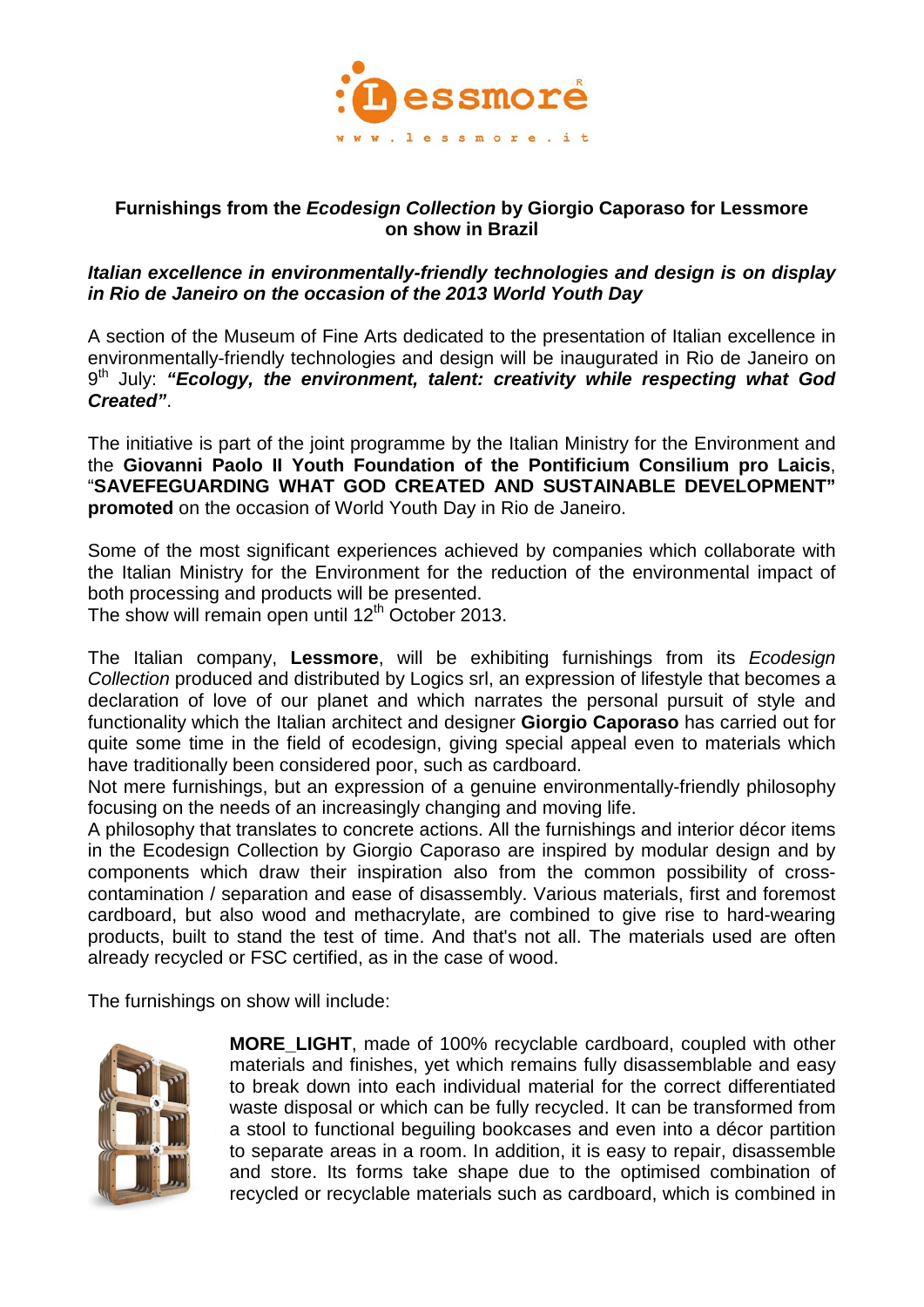# Furnishings from the *Ecodesign Collection* by Giorgio Caporaso for Lessmore on show in Brazil

***Italian excellence in environmentally-friendly technologies and design is on display in Rio de Janeiro on the occasion of the 2013 World Youth Day***

A section of the Museum of Fine Arts dedicated to the presentation of Italian excellence in environmentally-friendly technologies and design will be inaugurated in Rio de Janeiro on 9th July: ***"Ecology, the environment, talent: creativity while respecting what God Created"***.

The initiative is part of the joint programme by the Italian Ministry for the Environment and the **Giovanni Paolo II Youth Foundation of the Pontificium Consilium pro Laicis**, "**SAVEFEGUARDING WHAT GOD CREATED AND SUSTAINABLE DEVELOPMENT" promoted** on the occasion of World Youth Day in Rio de Janeiro.

Some of the most significant experiences achieved by companies which collaborate with the Italian Ministry for the Environment for the reduction of the environmental impact of both processing and products will be presented.
The show will remain open until 12th October 2013.

The Italian company, **Lessmore**, will be exhibiting furnishings from its *Ecodesign Collection* produced and distributed by Logics srl, an expression of lifestyle that becomes a declaration of love of our planet and which narrates the personal pursuit of style and functionality which the Italian architect and designer **Giorgio Caporaso** has carried out for quite some time in the field of ecodesign, giving special appeal even to materials which have traditionally been considered poor, such as cardboard.
Not mere furnishings, but an expression of a genuine environmentally-friendly philosophy focusing on the needs of an increasingly changing and moving life.
A philosophy that translates to concrete actions. All the furnishings and interior décor items in the Ecodesign Collection by Giorgio Caporaso are inspired by modular design and by components which draw their inspiration also from the common possibility of cross-contamination / separation and ease of disassembly. Various materials, first and foremost cardboard, but also wood and methacrylate, are combined to give rise to hard-wearing products, built to stand the test of time. And that's not all. The materials used are often already recycled or FSC certified, as in the case of wood.

The furnishings on show will include:

**MORE_LIGHT**, made of 100% recyclable cardboard, coupled with other materials and finishes, yet which remains fully disassemblable and easy to break down into each individual material for the correct differentiated waste disposal or which can be fully recycled. It can be transformed from a stool to functional beguiling bookcases and even into a décor partition to separate areas in a room. In addition, it is easy to repair, disassemble and store. Its forms take shape due to the optimised combination of recycled or recyclable materials such as cardboard, which is combined in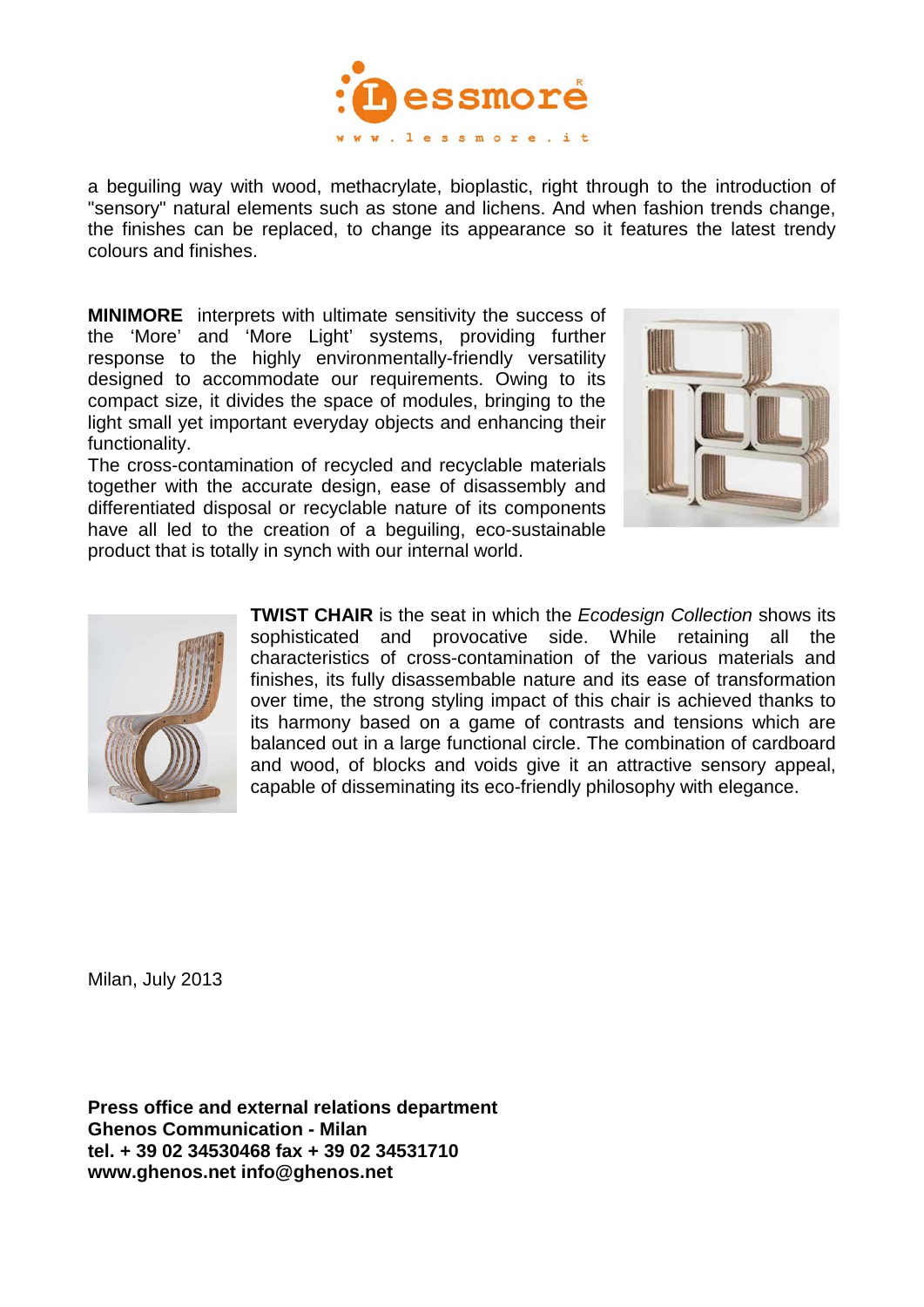a beguiling way with wood, methacrylate, bioplastic, right through to the introduction of "sensory" natural elements such as stone and lichens. And when fashion trends change, the finishes can be replaced, to change its appearance so it features the latest trendy colours and finishes.

**MINIMORE** interprets with ultimate sensitivity the success of the 'More' and 'More Light' systems, providing further response to the highly environmentally-friendly versatility designed to accommodate our requirements. Owing to its compact size, it divides the space of modules, bringing to the light small yet important everyday objects and enhancing their functionality.
The cross-contamination of recycled and recyclable materials together with the accurate design, ease of disassembly and differentiated disposal or recyclable nature of its components have all led to the creation of a beguiling, eco-sustainable product that is totally in synch with our internal world.

**TWIST CHAIR** is the seat in which the *Ecodesign Collection* shows its sophisticated and provocative side. While retaining all the characteristics of cross-contamination of the various materials and finishes, its fully disassembable nature and its ease of transformation over time, the strong styling impact of this chair is achieved thanks to its harmony based on a game of contrasts and tensions which are balanced out in a large functional circle. The combination of cardboard and wood, of blocks and voids give it an attractive sensory appeal, capable of disseminating its eco-friendly philosophy with elegance.

Milan, July 2013

**Press office and external relations department**
**Ghenos Communication - Milan**
**tel. + 39 02 34530468 fax + 39 02 34531710**
**www.ghenos.net info@ghenos.net**